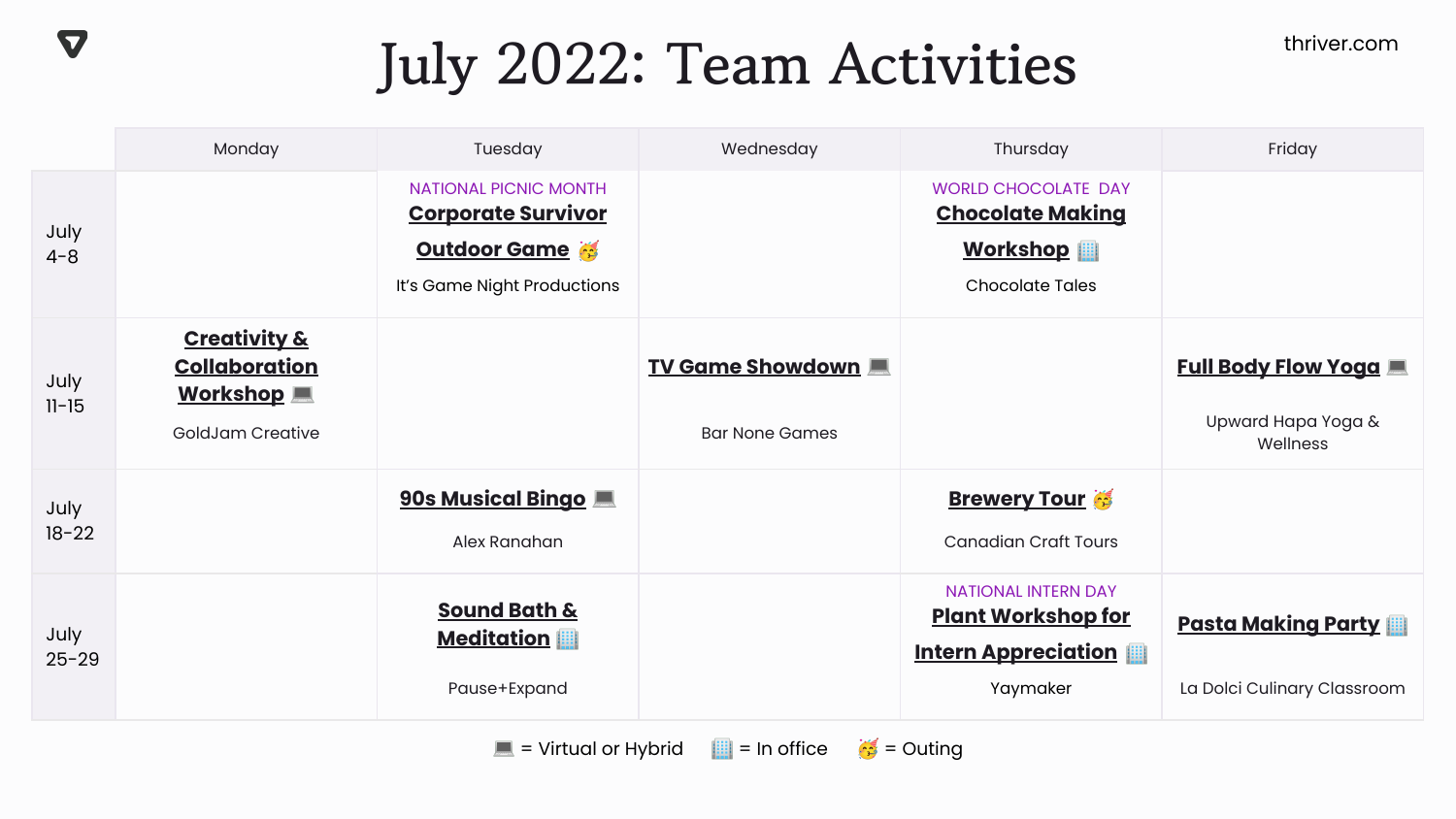# July 2022: Team Activities

thriver.com

| | Monday | Tuesday | Wednesday | Thursday | Friday |
|---|---|---|---|---|---|
| July 4-8 | | NATIONAL PICNIC MONTH **Corporate Survivor Outdoor Game** 🥳 It's Game Night Productions | | WORLD CHOCOLATE DAY **Chocolate Making Workshop** 🏢 Chocolate Tales | |
| July 11-15 | **Creativity & Collaboration Workshop** 💻 GoldJam Creative | | **TV Game Showdown** 💻 Bar None Games | | **Full Body Flow Yoga** 💻 Upward Hapa Yoga & Wellness |
| July 18-22 | | **90s Musical Bingo** 💻 Alex Ranahan | | **Brewery Tour** 🥳 Canadian Craft Tours | |
| July 25-29 | | **Sound Bath & Meditation** 🏢 Pause+Expand | | NATIONAL INTERN DAY **Plant Workshop for Intern Appreciation** 🏢 Yaymaker | **Pasta Making Party** 🏢 La Dolci Culinary Classroom |

💻 = Virtual or Hybrid 🏢 = In office 🥳 = Outing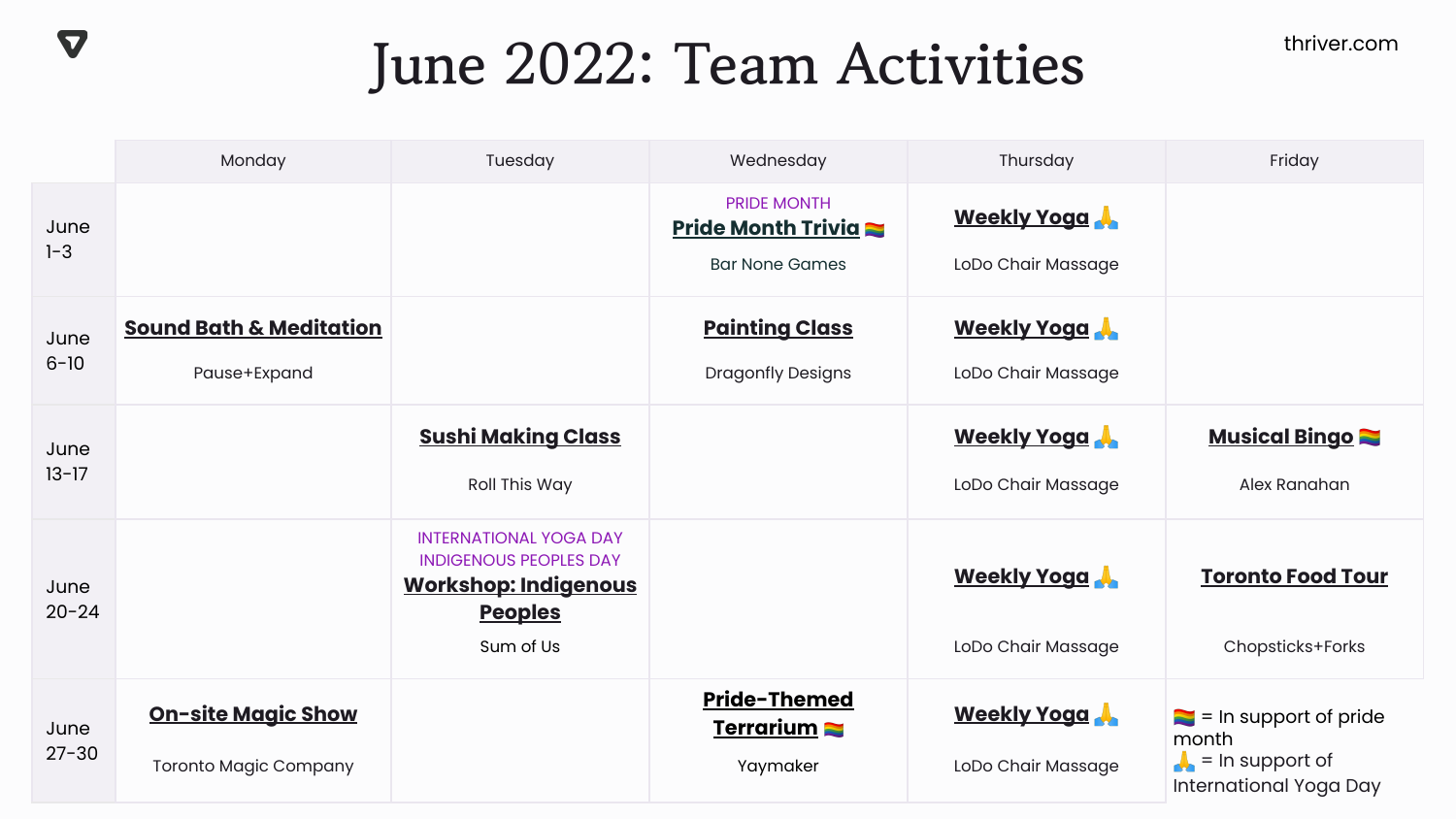# June 2022: Team Activities

thriver.com

| | Monday | Tuesday | Wednesday | Thursday | Friday |
|---|---|---|---|---|---|
| June 1-3 | | | PRIDE MONTH<br>**Pride Month Trivia** 🏳️‍🌈<br>Bar None Games | **Weekly Yoga** 🙏<br>LoDo Chair Massage | |
| June 6-10 | **Sound Bath & Meditation**<br>Pause+Expand | | **Painting Class**<br>Dragonfly Designs | **Weekly Yoga** 🙏<br>LoDo Chair Massage | |
| June 13-17 | | **Sushi Making Class**<br>Roll This Way | | **Weekly Yoga** 🙏<br>LoDo Chair Massage | **Musical Bingo** 🏳️‍🌈<br>Alex Ranahan |
| June 20-24 | | INTERNATIONAL YOGA DAY<br>INDIGENOUS PEOPLES DAY<br>**Workshop: Indigenous Peoples**<br>Sum of Us | | **Weekly Yoga** 🙏<br>LoDo Chair Massage | **Toronto Food Tour**<br>Chopsticks+Forks |
| June 27-30 | **On-site Magic Show**<br>Toronto Magic Company | | **Pride-Themed Terrarium** 🏳️‍🌈<br>Yaymaker | **Weekly Yoga** 🙏<br>LoDo Chair Massage | |

🏳️‍🌈 = In support of pride month
🙏 = In support of International Yoga Day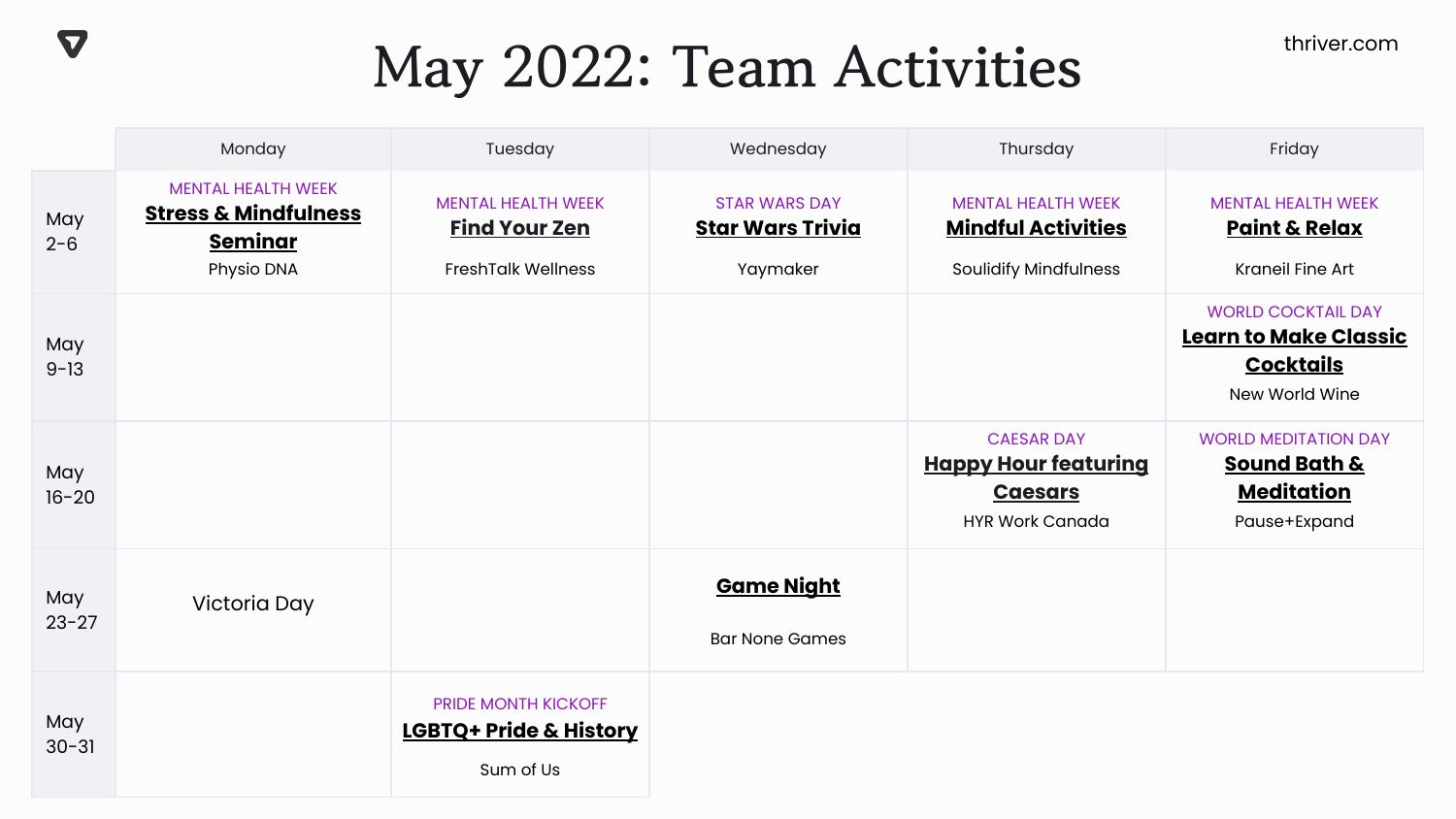# May 2022: Team Activities

thriver.com

| | Monday | Tuesday | Wednesday | Thursday | Friday |
|---|---|---|---|---|---|
| May 2-6 | MENTAL HEALTH WEEK **Stress & Mindfulness Seminar** Physio DNA | MENTAL HEALTH WEEK **Find Your Zen** FreshTalk Wellness | STAR WARS DAY **Star Wars Trivia** Yaymaker | MENTAL HEALTH WEEK **Mindful Activities** Soulidify Mindfulness | MENTAL HEALTH WEEK **Paint & Relax** Kraneil Fine Art |
| May 9-13 | | | | | WORLD COCKTAIL DAY **Learn to Make Classic Cocktails** New World Wine |
| May 16-20 | | | | CAESAR DAY **Happy Hour featuring Caesars** HYR Work Canada | WORLD MEDITATION DAY **Sound Bath & Meditation** Pause+Expand |
| May 23-27 | Victoria Day | | **Game Night** Bar None Games | | |
| May 30-31 | | PRIDE MONTH KICKOFF **LGBTQ+ Pride & History** Sum of Us | | | |